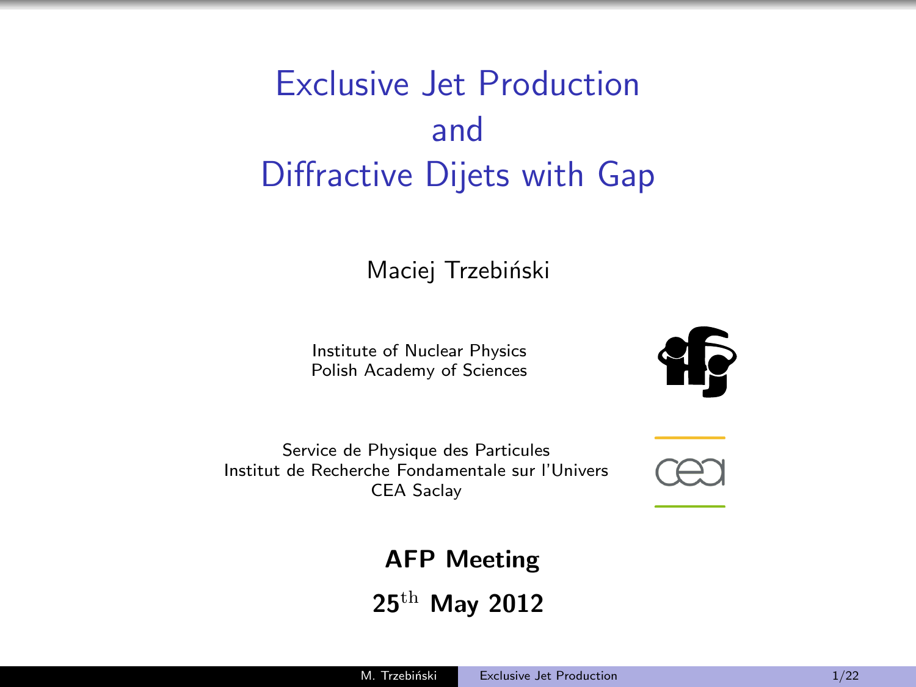# Exclusive Jet Production and Diffractive Dijets with Gap

Maciej Trzebiński

Institute of Nuclear Physics
Polish Academy of Sciences

Service de Physique des Particules
Institut de Recherche Fondamentale sur l'Univers
CEA Saclay

**AFP Meeting**

**25$^{\text{th}}$ May 2012**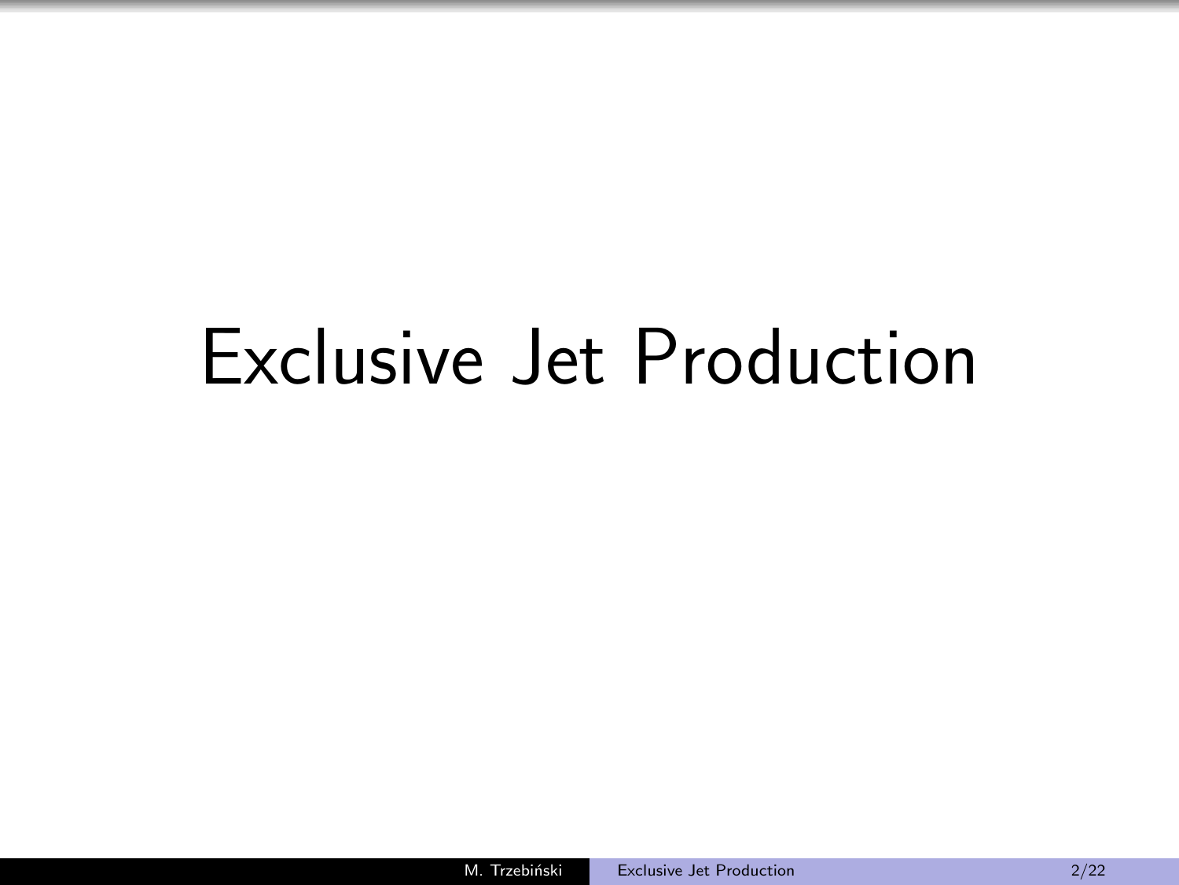# Exclusive Jet Production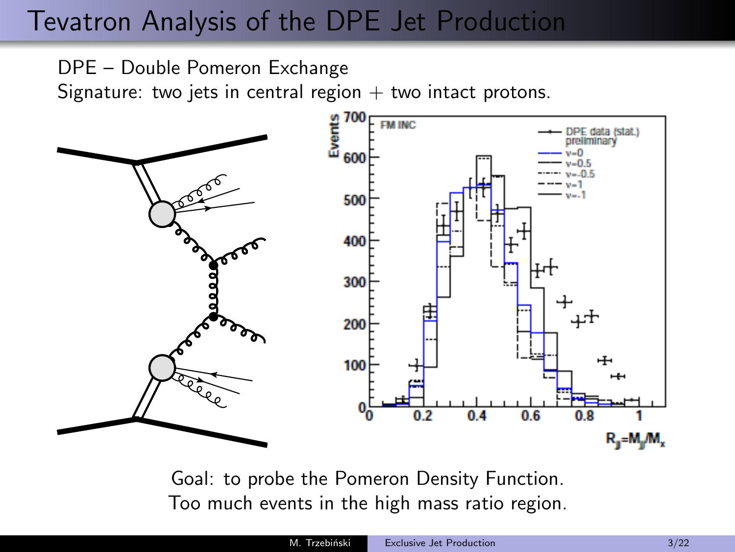# Tevatron Analysis of the DPE Jet Production

DPE – Double Pomeron Exchange

Signature: two jets in central region + two intact protons.

Goal: to probe the Pomeron Density Function.

Too much events in the high mass ratio region.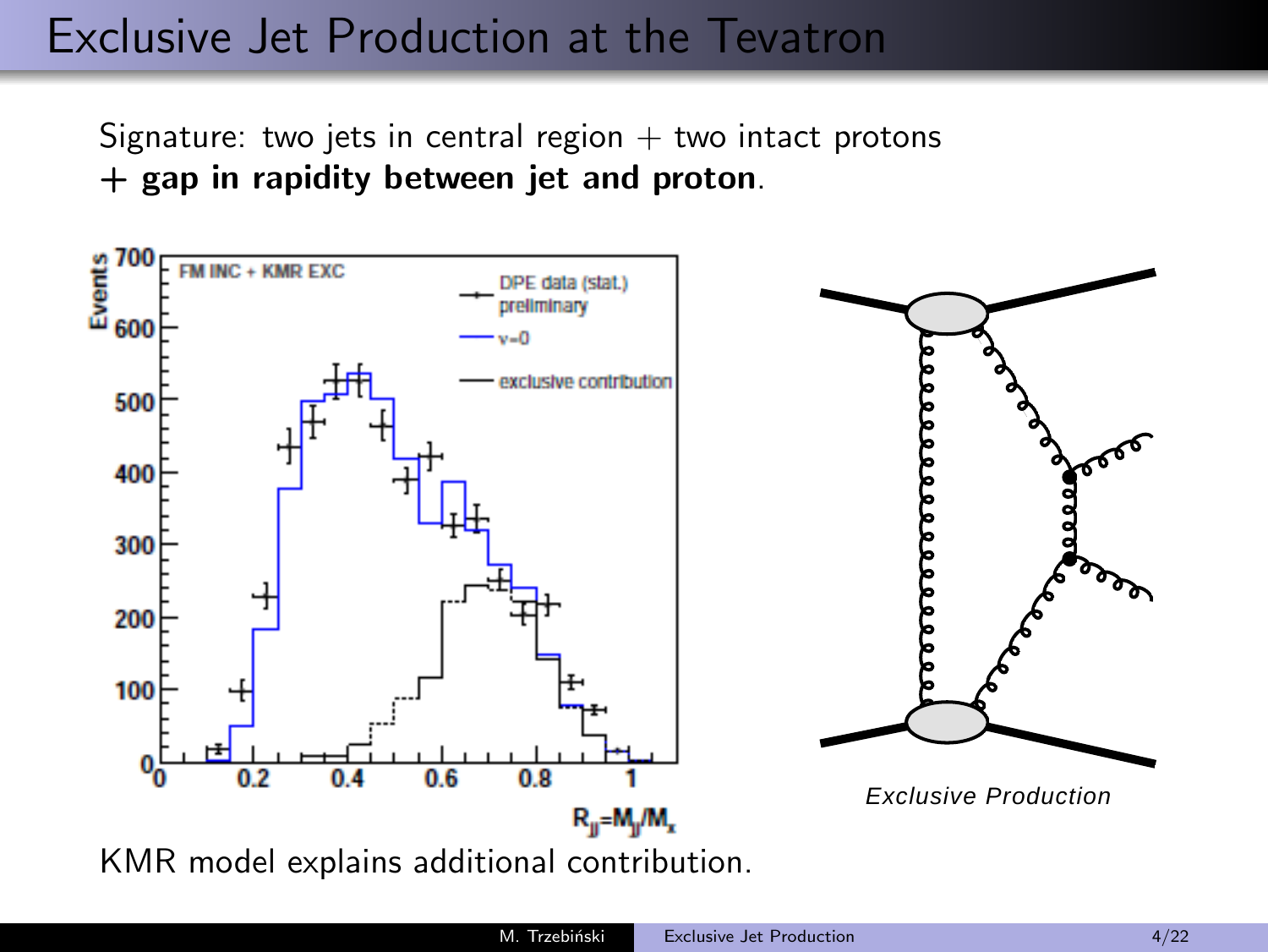# Exclusive Jet Production at the Tevatron

Signature: two jets in central region + two intact protons
**+ gap in rapidity between jet and proton**.

*Exclusive Production*

KMR model explains additional contribution.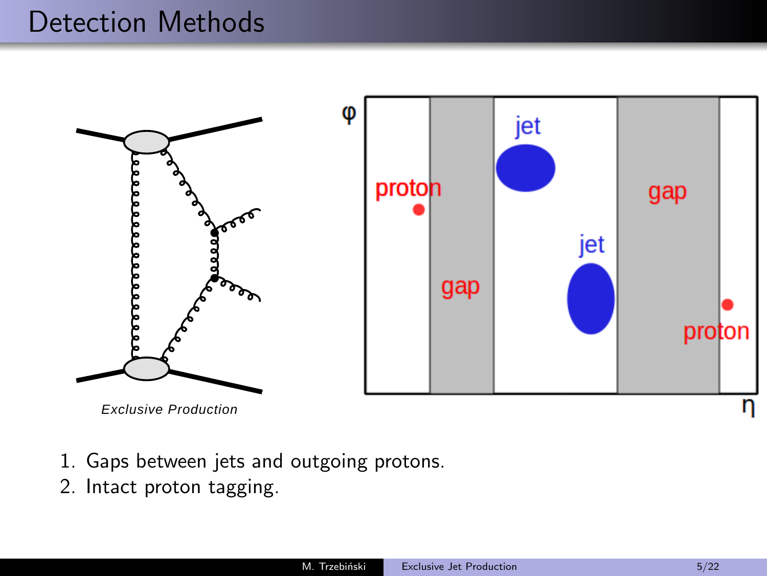# Detection Methods

*Exclusive Production*

1. Gaps between jets and outgoing protons.
2. Intact proton tagging.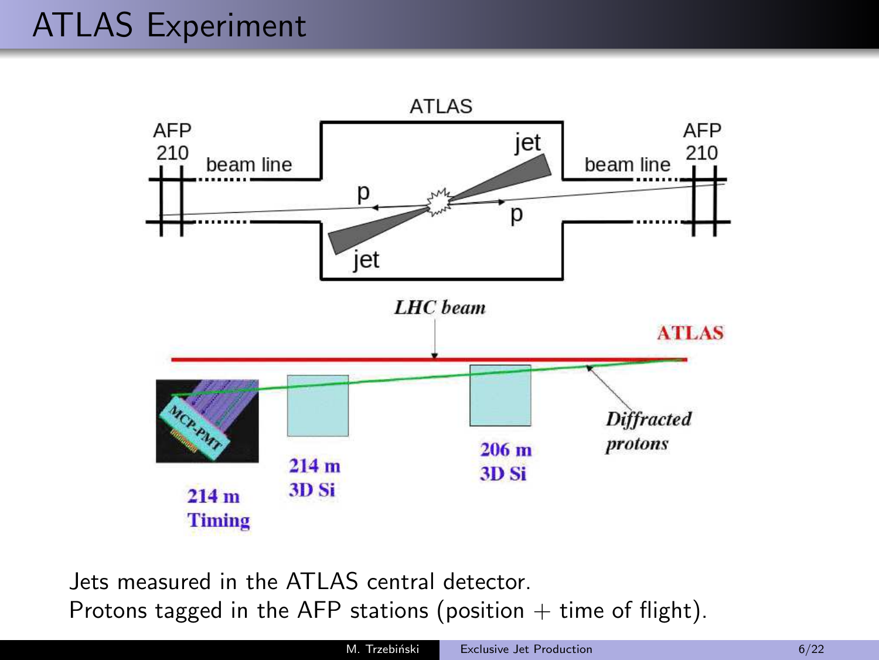# ATLAS Experiment

ATLAS

AFP 210 — beam line — jet — p — p — jet — beam line — AFP 210

*LHC beam* — **ATLAS**

*Diffracted protons*

**214 m Timing** — **214 m 3D Si** — **206 m 3D Si**

MCP-PMT

Jets measured in the ATLAS central detector.
Protons tagged in the AFP stations (position + time of flight).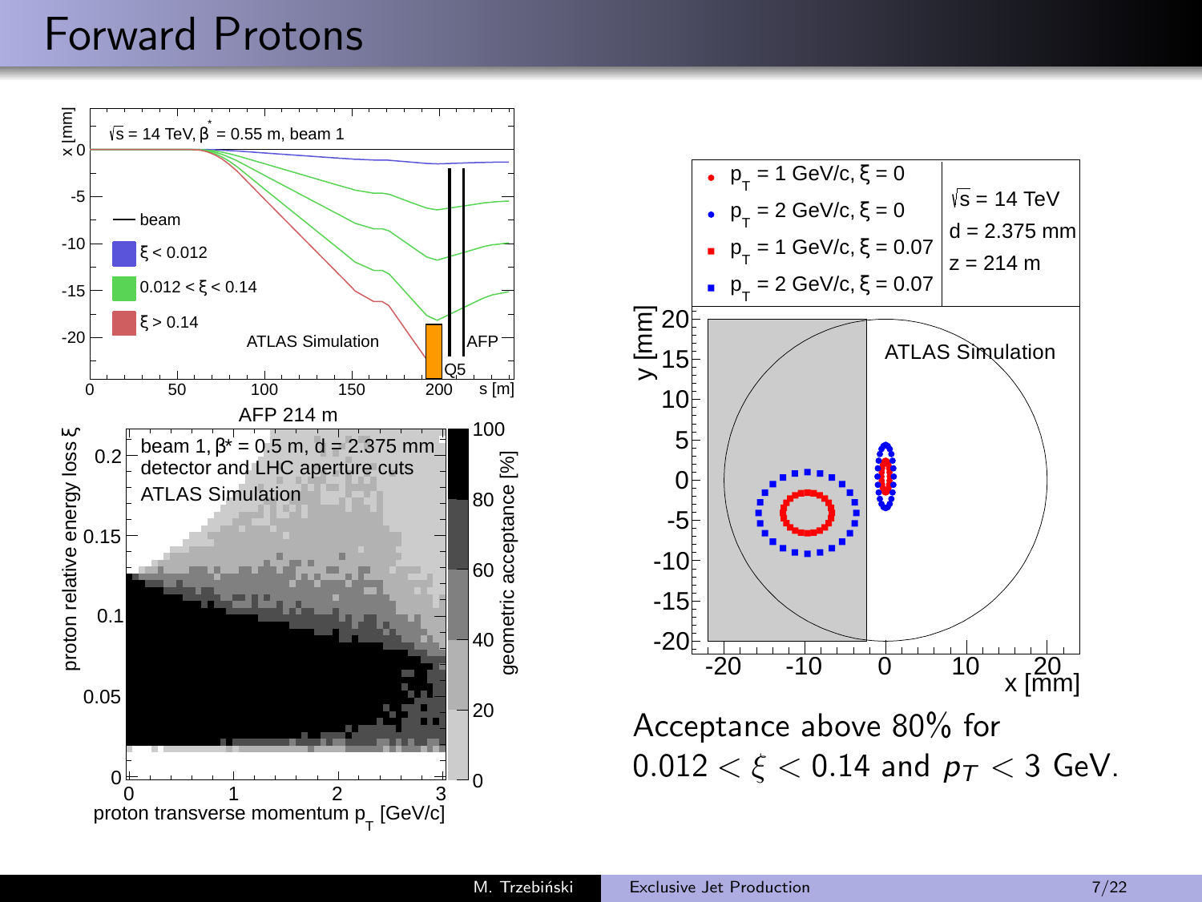# Forward Protons

Acceptance above 80% for $0.012 < \xi < 0.14$ and $p_T < 3$ GeV.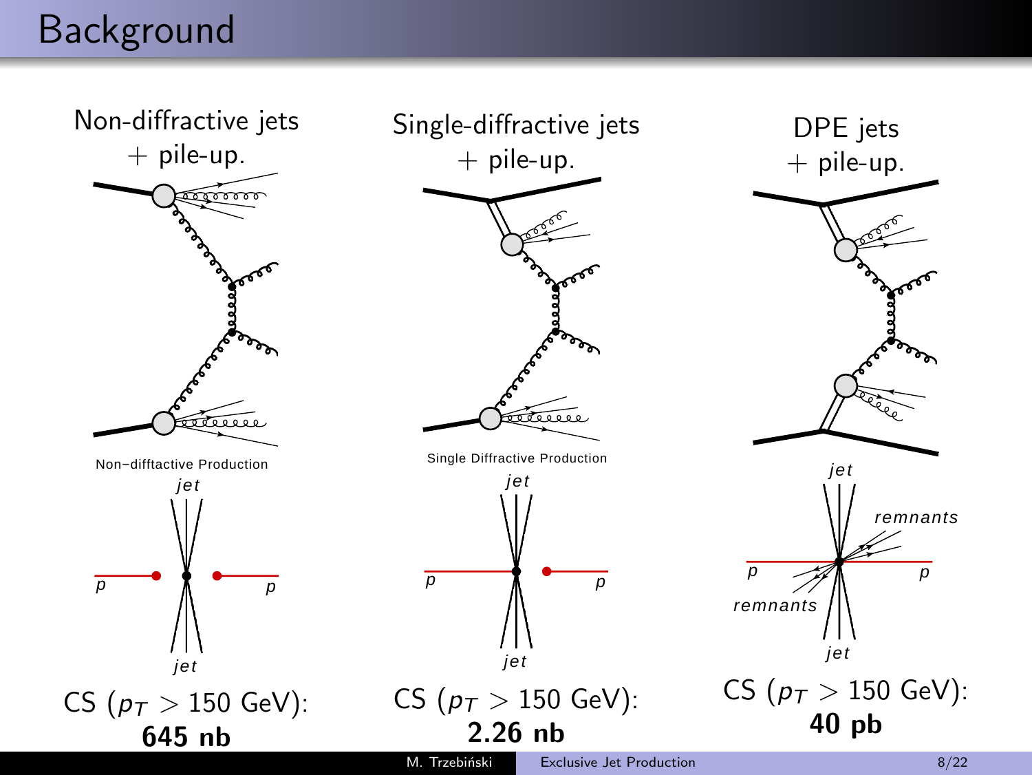# Background

Non-diffractive jets + pile-up.

Non−difftactive Production

CS ($p_T > 150$ GeV): **645 nb**

Single-diffractive jets + pile-up.

Single Diffractive Production

CS ($p_T > 150$ GeV): **2.26 nb**

DPE jets + pile-up.

CS ($p_T > 150$ GeV): **40 pb**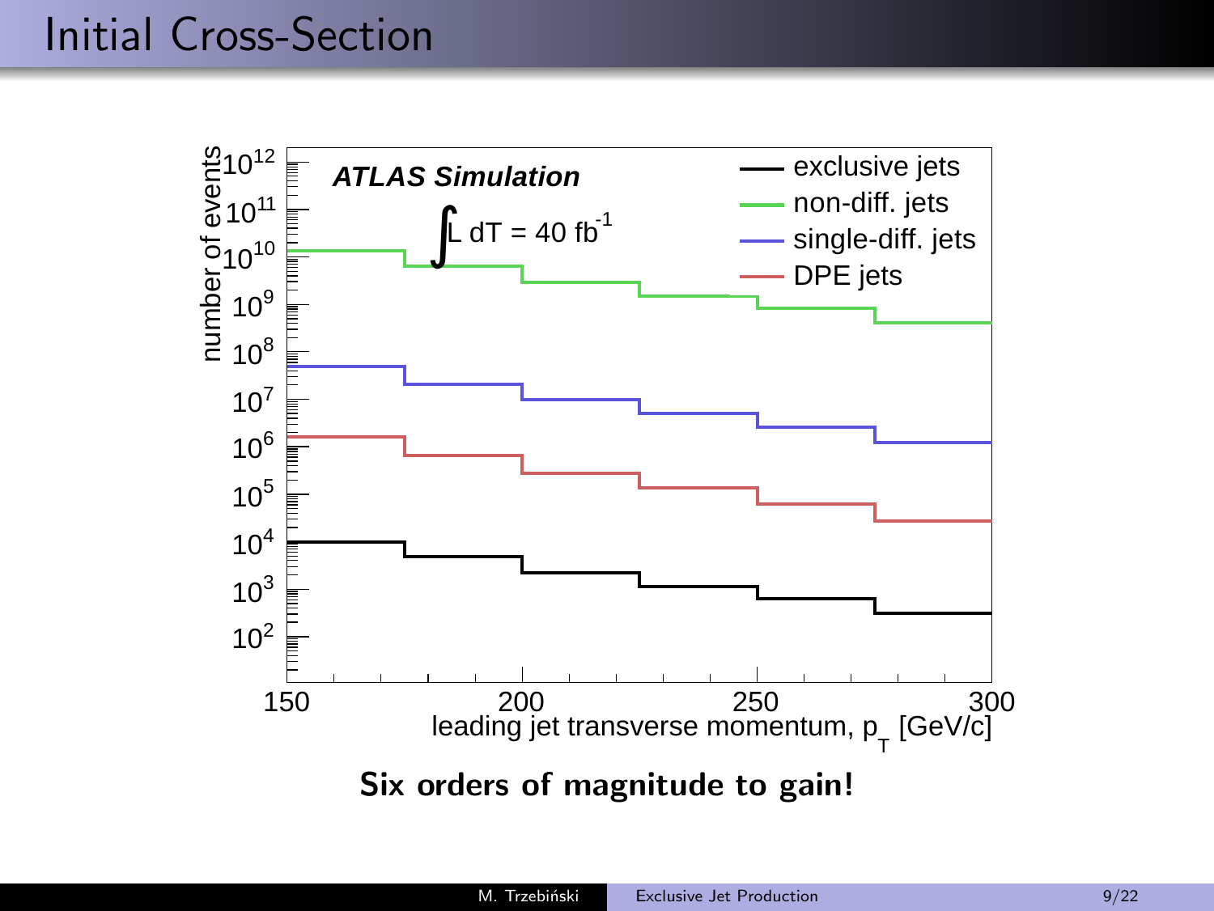# Initial Cross-Section

**Six orders of magnitude to gain!**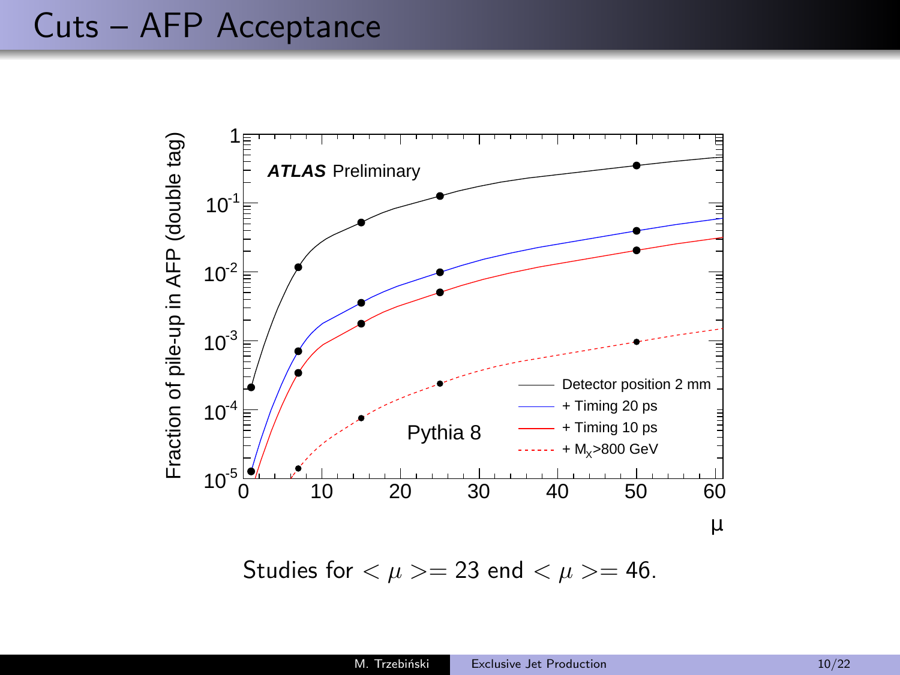# Cuts – AFP Acceptance

Studies for $<\mu>= 23$ end $<\mu>= 46$.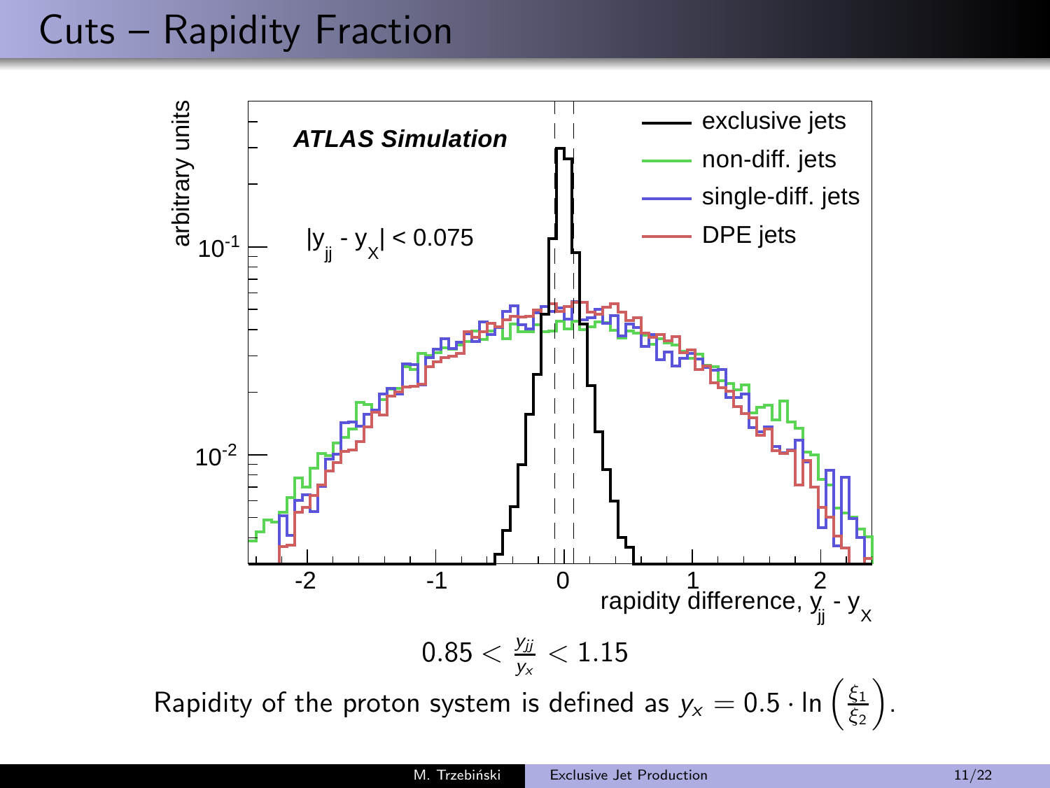# Cuts – Rapidity Fraction

$$0.85 < \frac{y_{jj}}{y_x} < 1.15$$

Rapidity of the proton system is defined as $y_x = 0.5 \cdot \ln\left(\frac{\xi_1}{\xi_2}\right)$.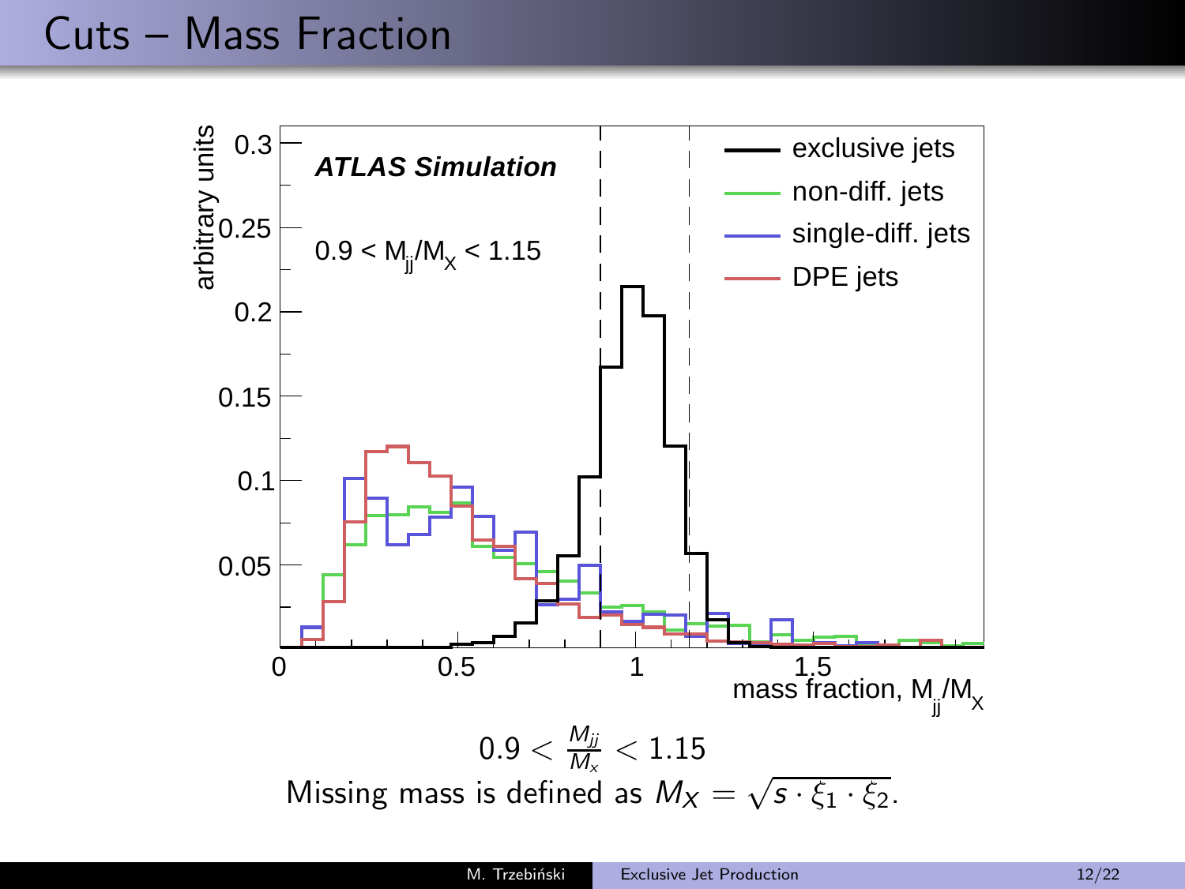# Cuts – Mass Fraction

$$0.9 < \frac{M_{jj}}{M_x} < 1.15$$

Missing mass is defined as $M_X = \sqrt{s \cdot \xi_1 \cdot \xi_2}$.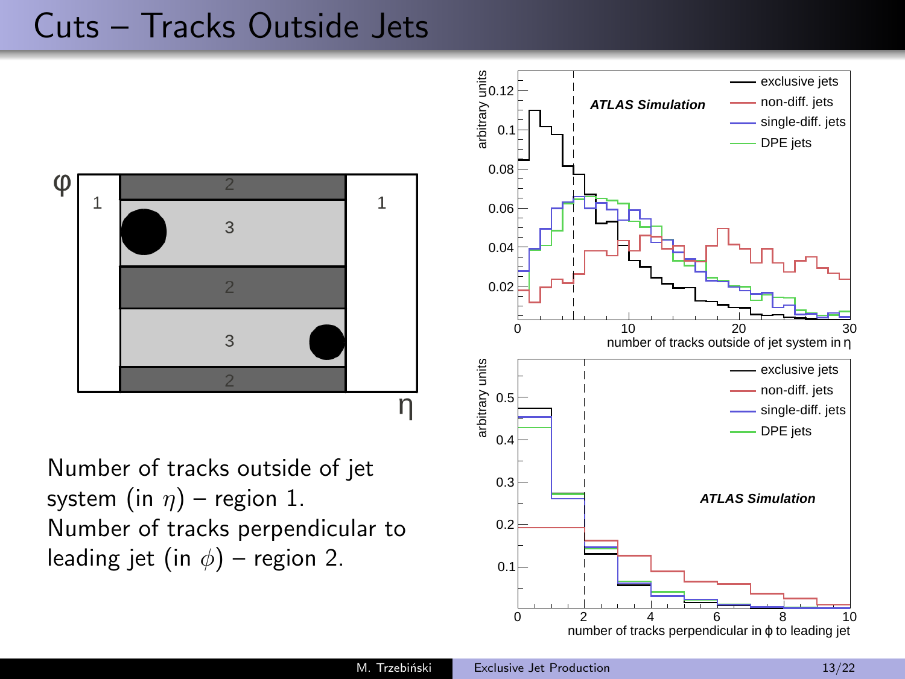# Cuts – Tracks Outside Jets

Number of tracks outside of jet system (in $\eta$) – region 1.
Number of tracks perpendicular to leading jet (in $\phi$) – region 2.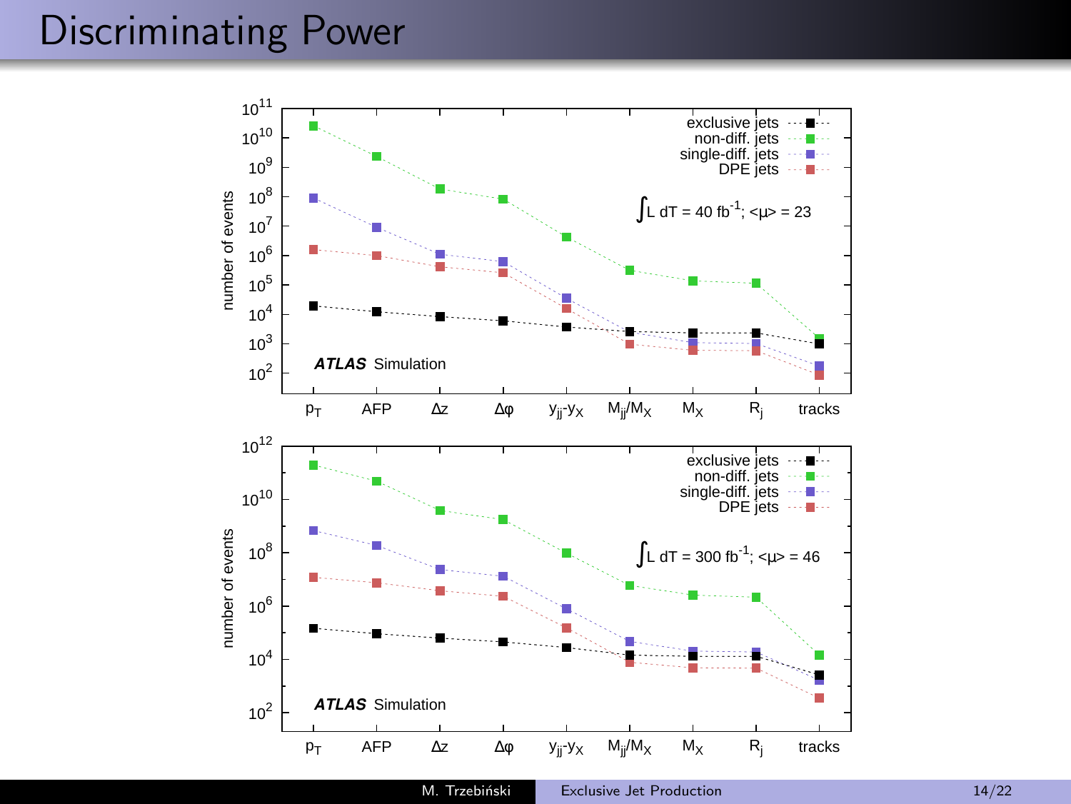# Discriminating Power

exclusive jets
non-diff. jets
single-diff. jets
DPE jets

$\int L\, dT = 40\ \text{fb}^{-1}$; $\langle\mu\rangle = 23$

***ATLAS*** Simulation

number of events

$p_T$, AFP, $\Delta z$, $\Delta\varphi$, $y_{jj}$-$y_X$, $M_{jj}/M_X$, $M_X$, $R_j$, tracks

exclusive jets
non-diff. jets
single-diff. jets
DPE jets

$\int L\, dT = 300\ \text{fb}^{-1}$; $\langle\mu\rangle = 46$

***ATLAS*** Simulation

number of events

$p_T$, AFP, $\Delta z$, $\Delta\varphi$, $y_{jj}$-$y_X$, $M_{jj}/M_X$, $M_X$, $R_j$, tracks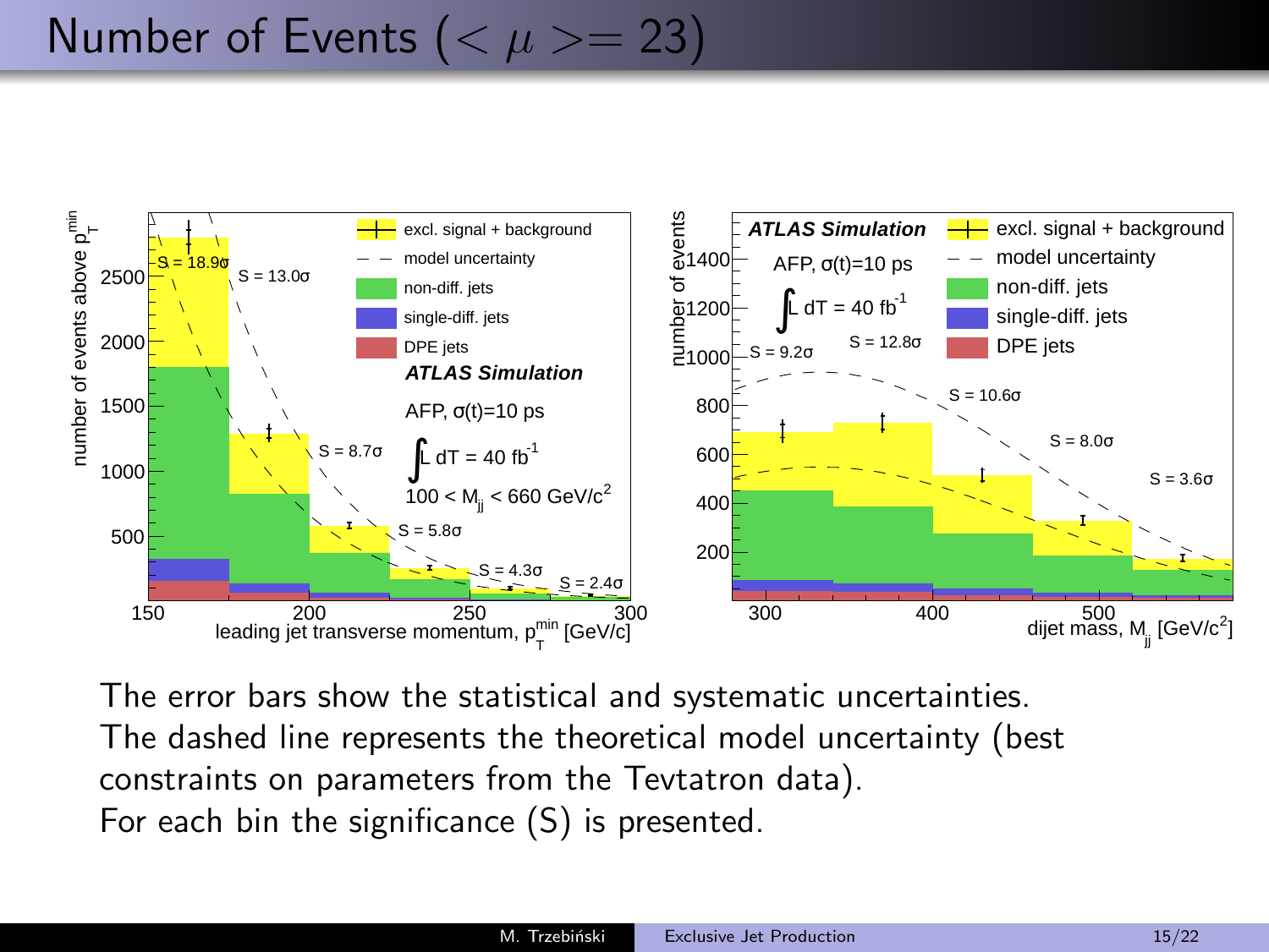# Number of Events ($<\mu>= 23$)

The error bars show the statistical and systematic uncertainties.
The dashed line represents the theoretical model uncertainty (best constraints on parameters from the Tevtatron data).
For each bin the significance (S) is presented.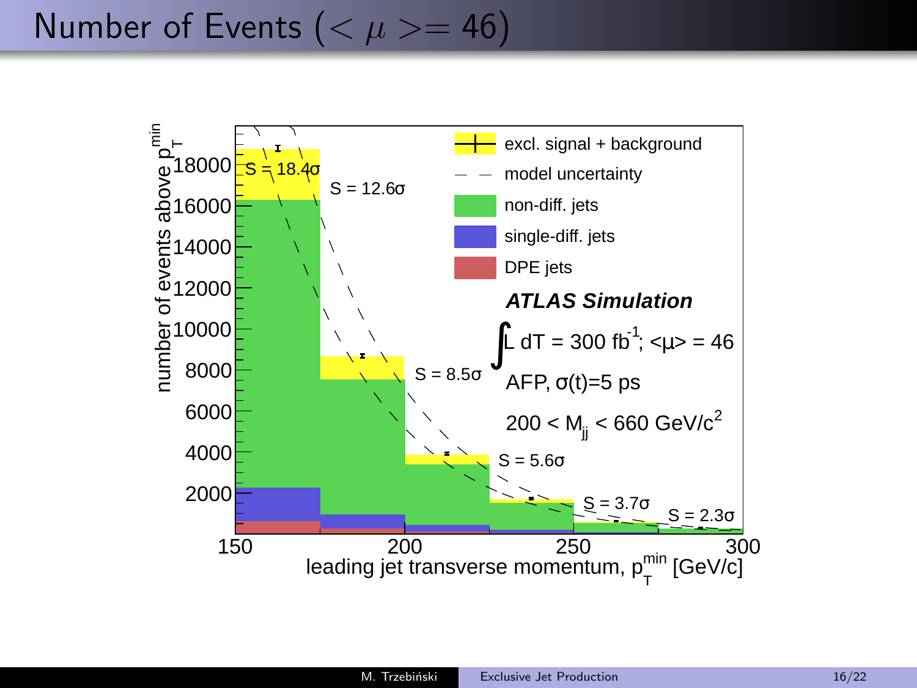# Number of Events ($<\mu>= 46$)

excl. signal + background

model uncertainty

non-diff. jets

single-diff. jets

DPE jets

***ATLAS Simulation***

$\int L\, dT = 300\ \text{fb}^{-1}$; $<\mu> = 46$

AFP, $\sigma(t)$=5 ps

$200 < M_{jj} < 660\ \text{GeV}/c^2$

S = 18.4σ

S = 12.6σ

S = 8.5σ

S = 5.6σ

S = 3.7σ

S = 2.3σ

number of events above $p_T^{min}$

leading jet transverse momentum, $p_T^{min}$ [GeV/c]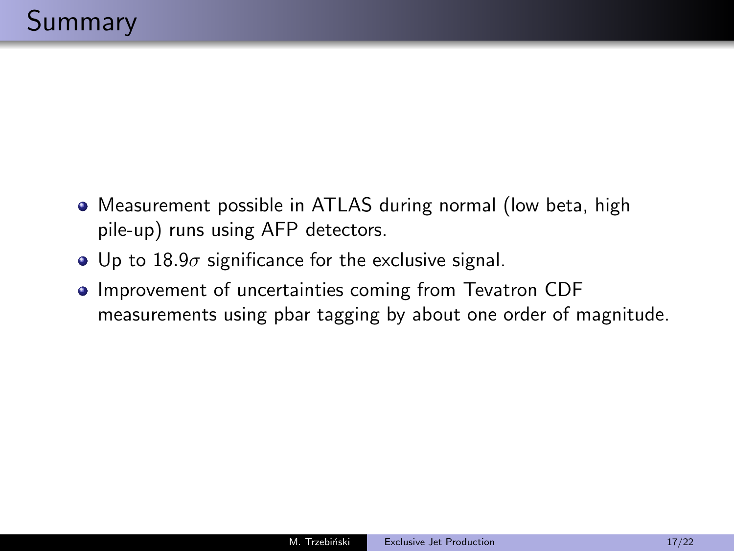# Summary

- Measurement possible in ATLAS during normal (low beta, high pile-up) runs using AFP detectors.
- Up to $18.9\sigma$ significance for the exclusive signal.
- Improvement of uncertainties coming from Tevatron CDF measurements using pbar tagging by about one order of magnitude.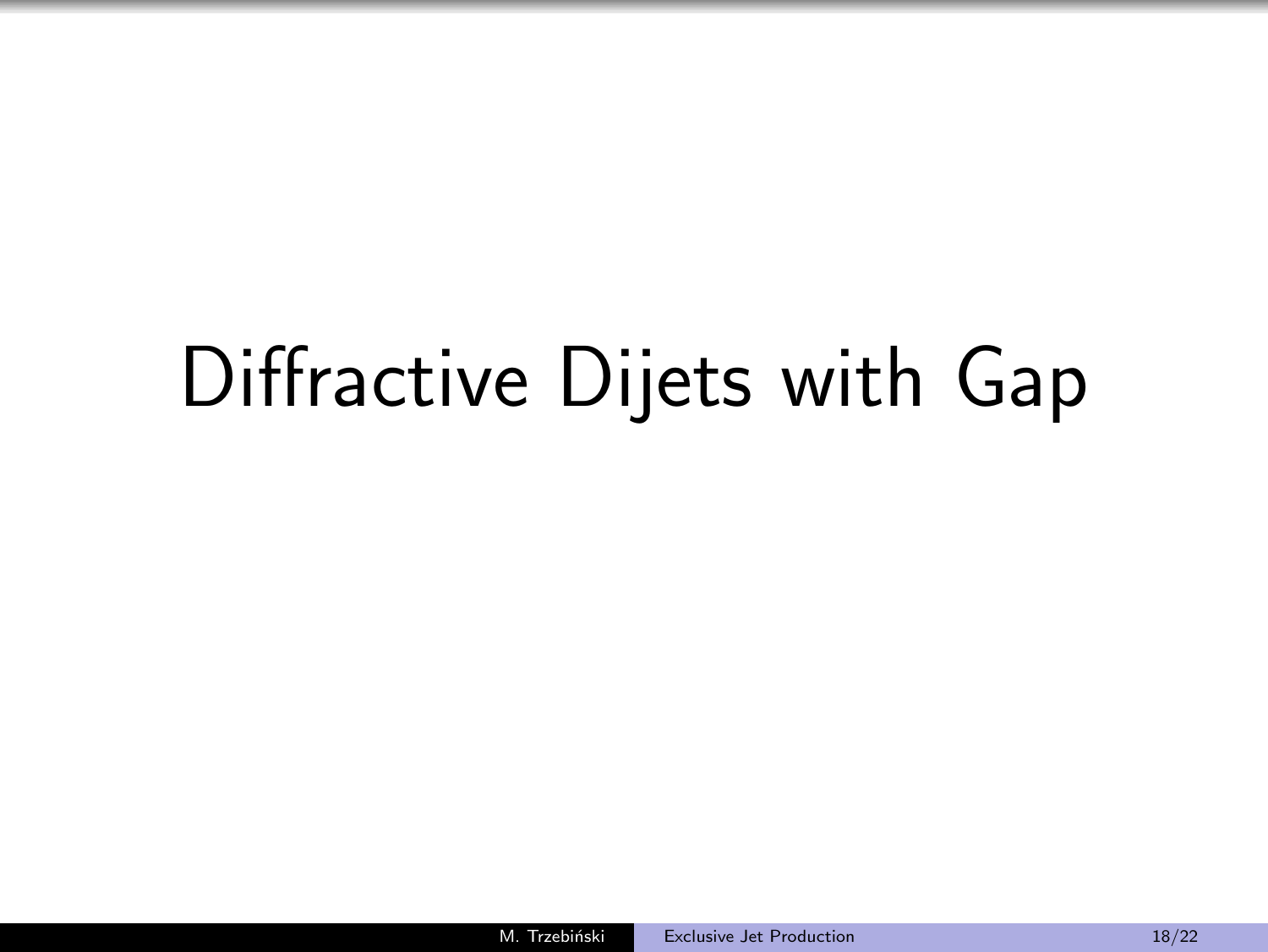# Diffractive Dijets with Gap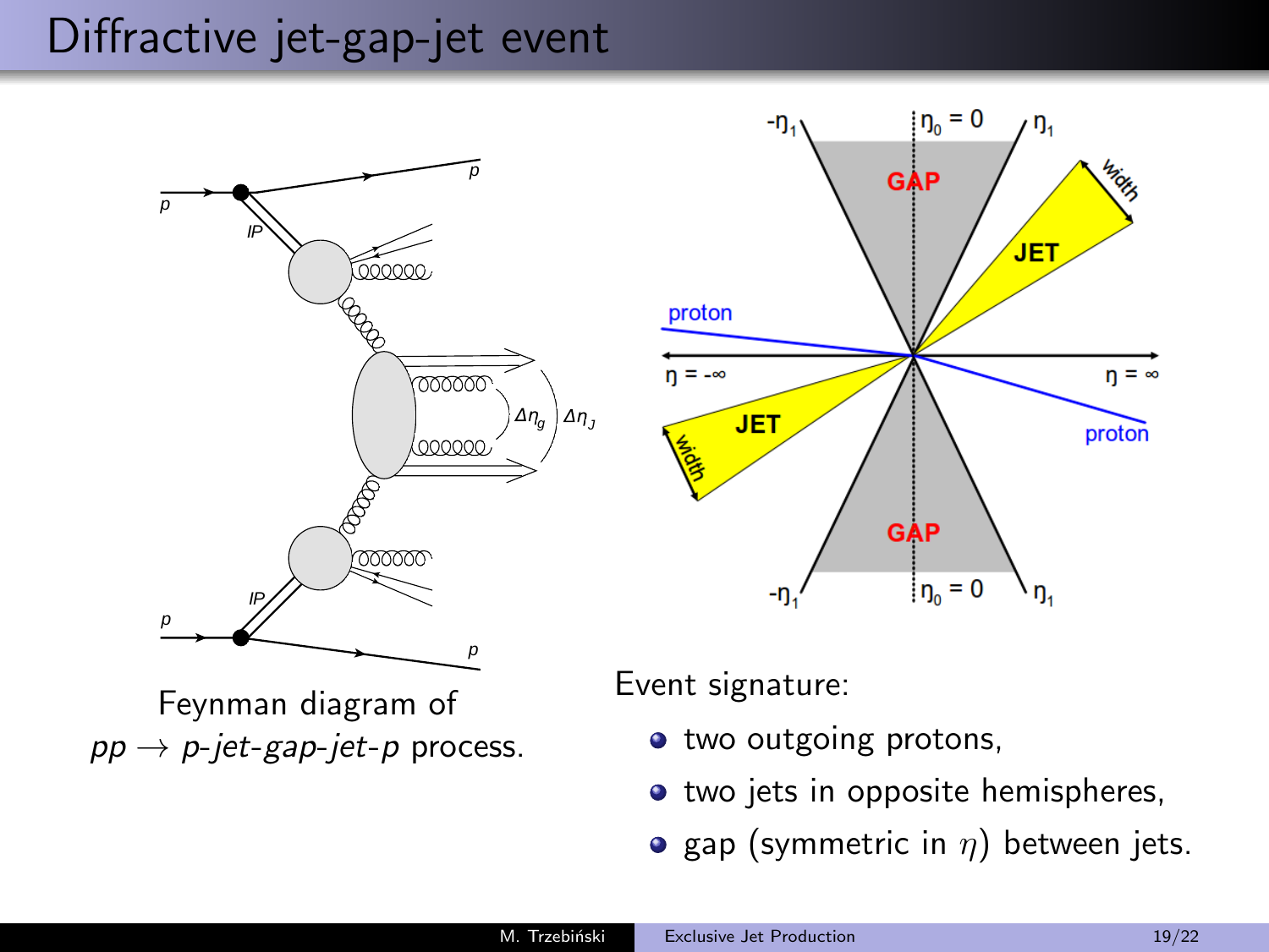# Diffractive jet-gap-jet event

Feynman diagram of $pp \to$ *p-jet-gap-jet-p* process.

Event signature:

- two outgoing protons,
- two jets in opposite hemispheres,
- gap (symmetric in $\eta$) between jets.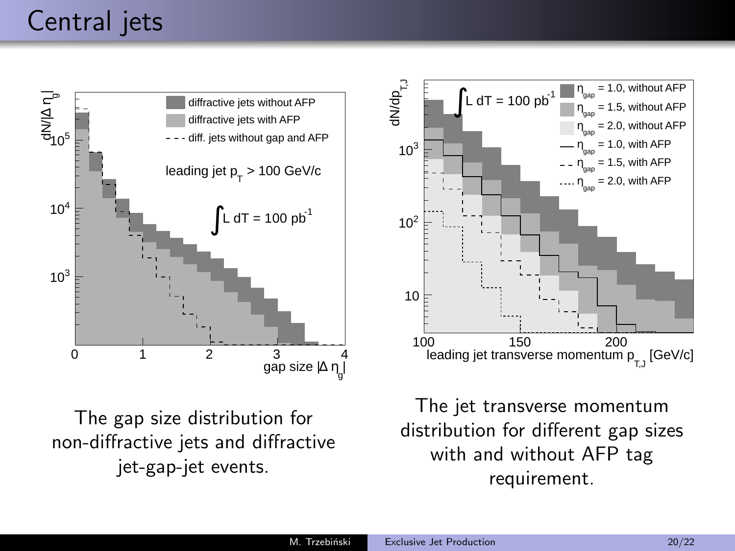# Central jets

The gap size distribution for non-diffractive jets and diffractive jet-gap-jet events.

The jet transverse momentum distribution for different gap sizes with and without AFP tag requirement.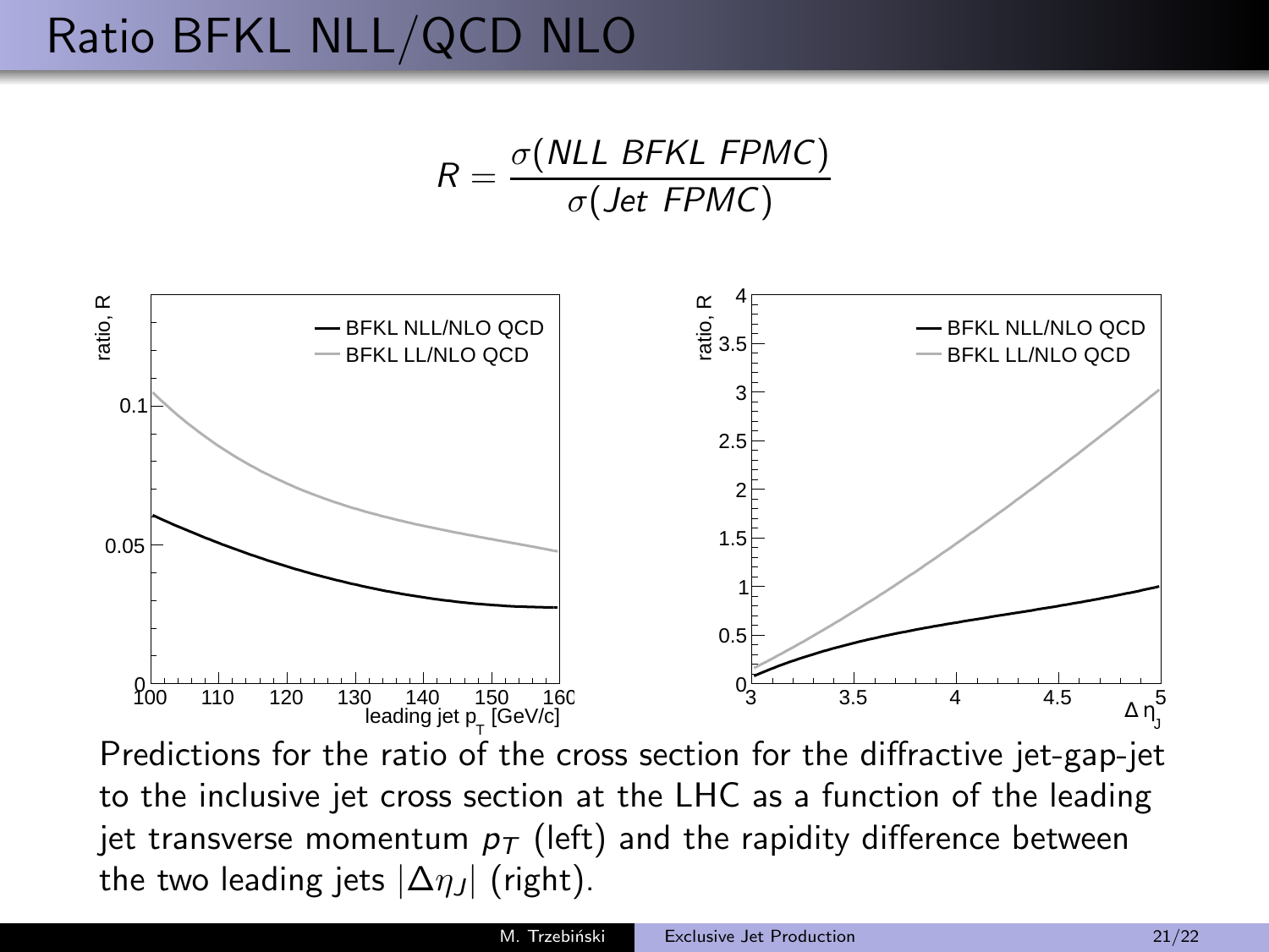# Ratio BFKL NLL/QCD NLO

$$R = \frac{\sigma(NLL\ BFKL\ FPMC)}{\sigma(Jet\ FPMC)}$$

Predictions for the ratio of the cross section for the diffractive jet-gap-jet to the inclusive jet cross section at the LHC as a function of the leading jet transverse momentum $p_T$ (left) and the rapidity difference between the two leading jets $|\Delta\eta_J|$ (right).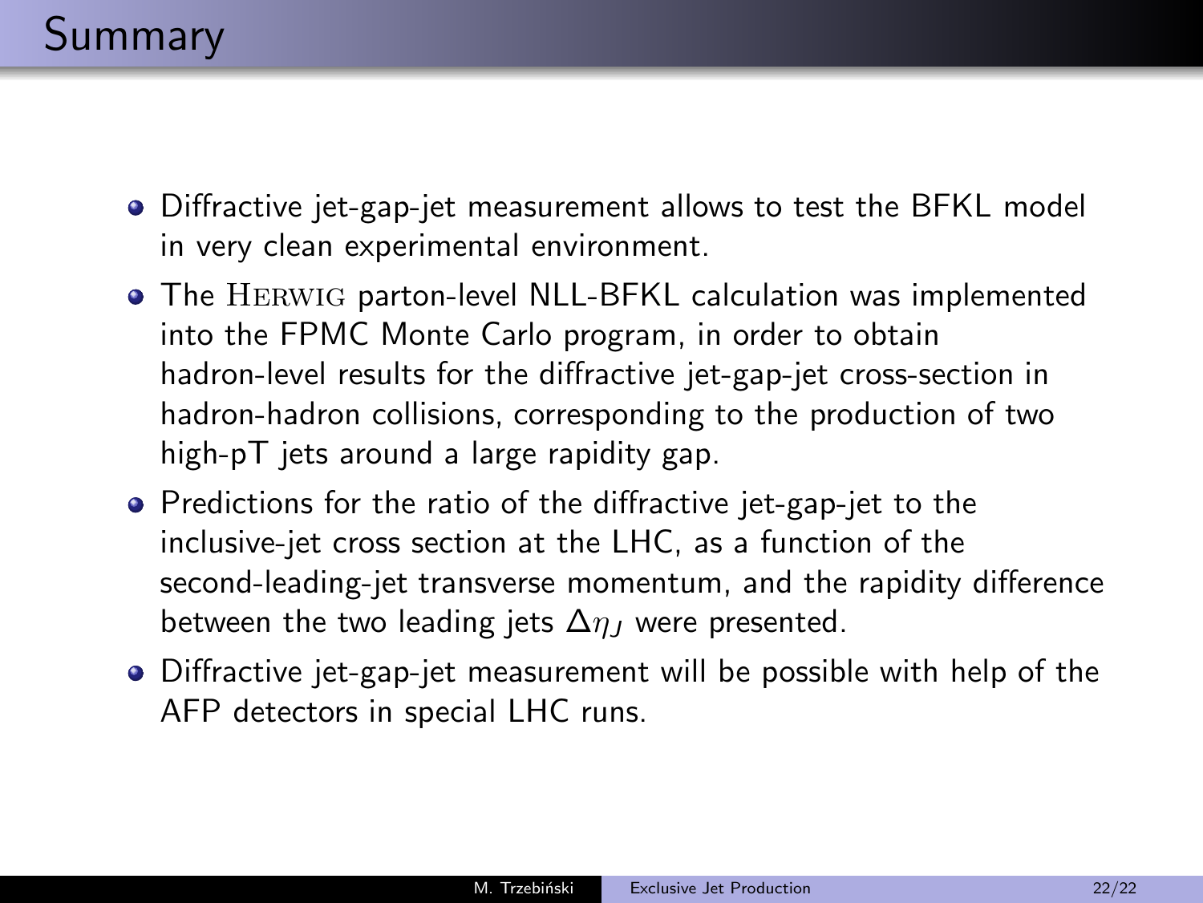# Summary

- Diffractive jet-gap-jet measurement allows to test the BFKL model in very clean experimental environment.
- The HERWIG parton-level NLL-BFKL calculation was implemented into the FPMC Monte Carlo program, in order to obtain hadron-level results for the diffractive jet-gap-jet cross-section in hadron-hadron collisions, corresponding to the production of two high-pT jets around a large rapidity gap.
- Predictions for the ratio of the diffractive jet-gap-jet to the inclusive-jet cross section at the LHC, as a function of the second-leading-jet transverse momentum, and the rapidity difference between the two leading jets $\Delta\eta_J$ were presented.
- Diffractive jet-gap-jet measurement will be possible with help of the AFP detectors in special LHC runs.